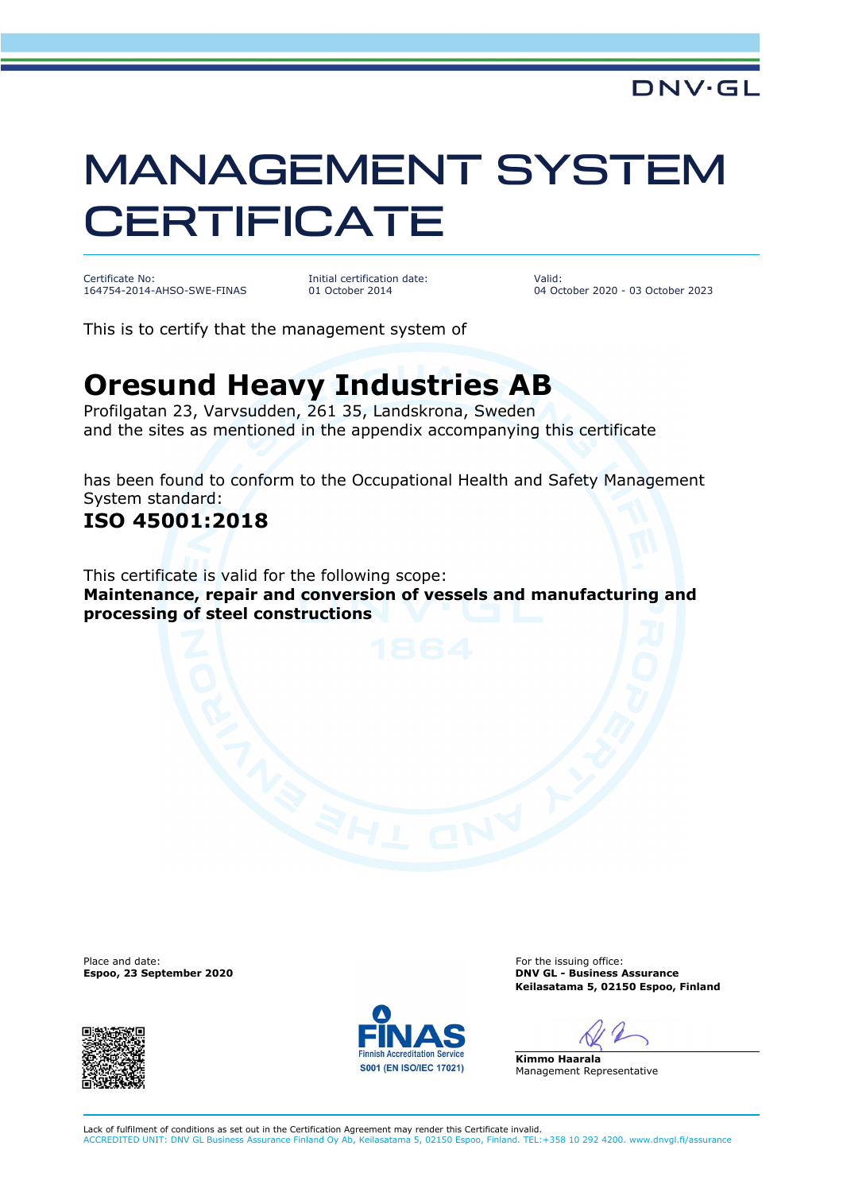DNV·GL

# MANAGEMENT SYSTEM CERTIFICATE

| Certificate No: | Initial certification date: | Valid: |
| --- | --- | --- |
| 164754-2014-AHSO-SWE-FINAS | 01 October 2014 | 04 October 2020 - 03 October 2023 |

This is to certify that the management system of

## Oresund Heavy Industries AB

Profilgatan 23, Varvsudden, 261 35, Landskrona, Sweden
and the sites as mentioned in the appendix accompanying this certificate

has been found to conform to the Occupational Health and Safety Management System standard:

### ISO 45001:2018

This certificate is valid for the following scope:
**Maintenance, repair and conversion of vessels and manufacturing and processing of steel constructions**

Place and date:
**Espoo, 23 September 2020**

For the issuing office:
**DNV GL - Business Assurance**
**Keilasatama 5, 02150 Espoo, Finland**

FINAS
Finnish Accreditation Service
S001 (EN ISO/IEC 17021)

**Kimmo Haarala**
Management Representative

Lack of fulfilment of conditions as set out in the Certification Agreement may render this Certificate invalid.
ACCREDITED UNIT: DNV GL Business Assurance Finland Oy Ab, Keilasatama 5, 02150 Espoo, Finland. TEL:+358 10 292 4200. www.dnvgl.fi/assurance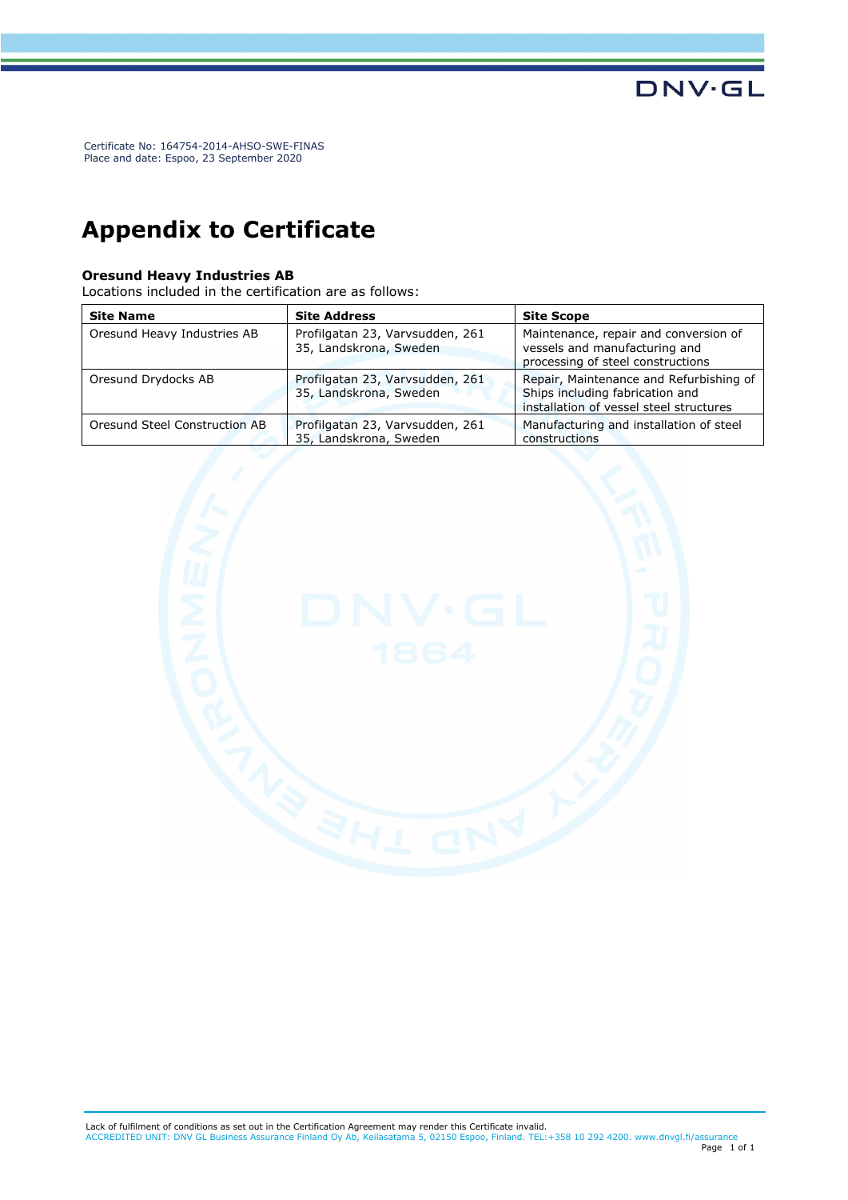Certificate No: 164754-2014-AHSO-SWE-FINAS
Place and date: Espoo, 23 September 2020

# Appendix to Certificate

**Oresund Heavy Industries AB**
Locations included in the certification are as follows:

| Site Name | Site Address | Site Scope |
|---|---|---|
| Oresund Heavy Industries AB | Profilgatan 23, Varvsudden, 261 35, Landskrona, Sweden | Maintenance, repair and conversion of vessels and manufacturing and processing of steel constructions |
| Oresund Drydocks AB | Profilgatan 23, Varvsudden, 261 35, Landskrona, Sweden | Repair, Maintenance and Refurbishing of Ships including fabrication and installation of vessel steel structures |
| Oresund Steel Construction AB | Profilgatan 23, Varvsudden, 261 35, Landskrona, Sweden | Manufacturing and installation of steel constructions |

Lack of fulfilment of conditions as set out in the Certification Agreement may render this Certificate invalid.
ACCREDITED UNIT: DNV GL Business Assurance Finland Oy Ab, Keilasatama 5, 02150 Espoo, Finland. TEL:+358 10 292 4200. www.dnvgl.fi/assurance